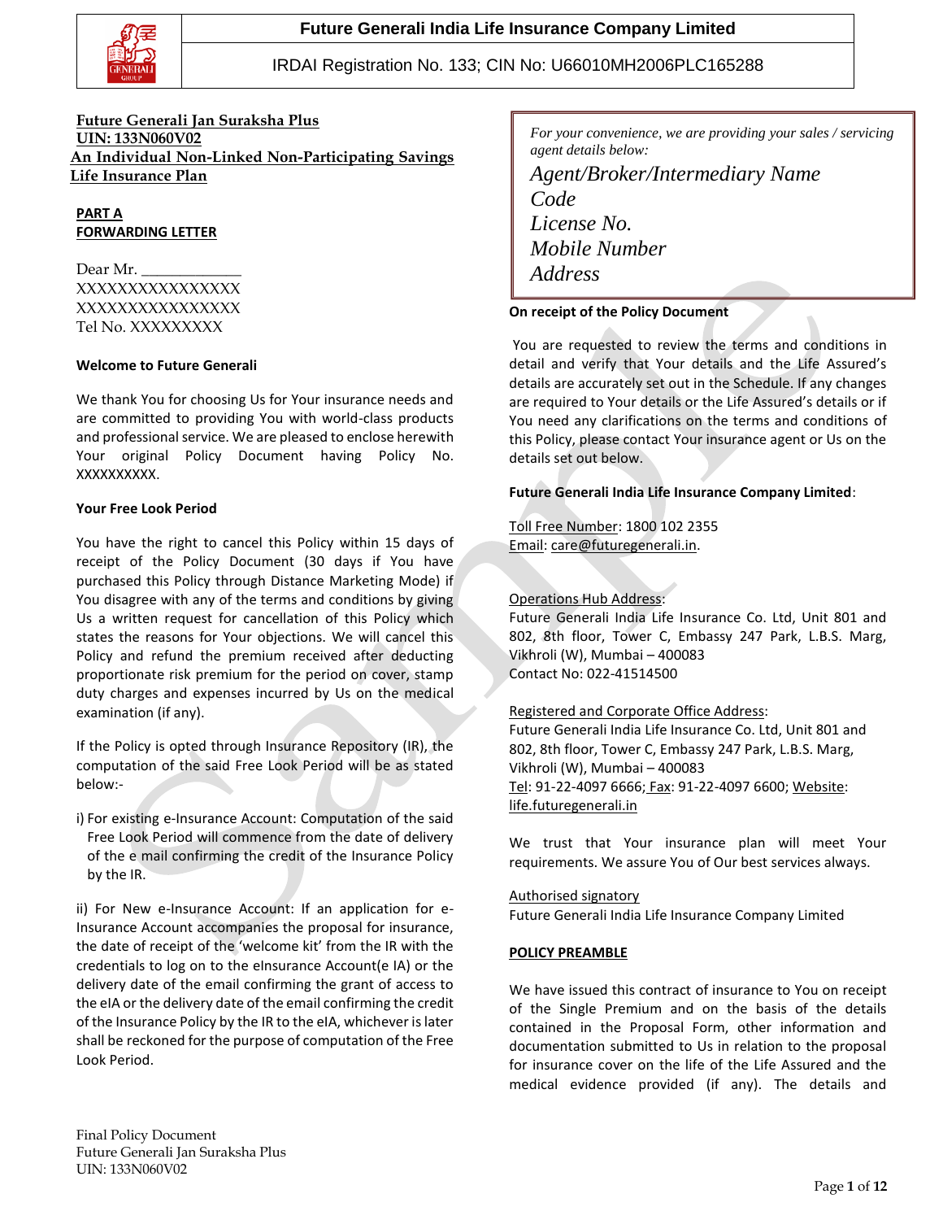**Future Generali India Life Insurance Company Limited**

IRDAI Registration No. 133; CIN No: U66010MH2006PLC165288

**Future Generali Jan Suraksha Plus**
**UIN: 133N060V02**
**An Individual Non-Linked Non-Participating Savings Life Insurance Plan**

**PART A**
**FORWARDING LETTER**

Dear Mr. ____________
XXXXXXXXXXXXXXX
XXXXXXXXXXXXXXX
Tel No. XXXXXXXXX

**Welcome to Future Generali**

We thank You for choosing Us for Your insurance needs and are committed to providing You with world-class products and professional service. We are pleased to enclose herewith Your original Policy Document having Policy No. XXXXXXXXXX.

**Your Free Look Period**

You have the right to cancel this Policy within 15 days of receipt of the Policy Document (30 days if You have purchased this Policy through Distance Marketing Mode) if You disagree with any of the terms and conditions by giving Us a written request for cancellation of this Policy which states the reasons for Your objections. We will cancel this Policy and refund the premium received after deducting proportionate risk premium for the period on cover, stamp duty charges and expenses incurred by Us on the medical examination (if any).

If the Policy is opted through Insurance Repository (IR), the computation of the said Free Look Period will be as stated below:-

i) For existing e-Insurance Account: Computation of the said Free Look Period will commence from the date of delivery of the e mail confirming the credit of the Insurance Policy by the IR.

ii) For New e-Insurance Account: If an application for e-Insurance Account accompanies the proposal for insurance, the date of receipt of the 'welcome kit' from the IR with the credentials to log on to the eInsurance Account(e IA) or the delivery date of the email confirming the grant of access to the eIA or the delivery date of the email confirming the credit of the Insurance Policy by the IR to the eIA, whichever is later shall be reckoned for the purpose of computation of the Free Look Period.

*For your convenience, we are providing your sales / servicing agent details below:*

*Agent/Broker/Intermediary Name*
*Code*
*License No.*
*Mobile Number*
*Address*

**On receipt of the Policy Document**

You are requested to review the terms and conditions in detail and verify that Your details and the Life Assured's details are accurately set out in the Schedule. If any changes are required to Your details or the Life Assured's details or if You need any clarifications on the terms and conditions of this Policy, please contact Your insurance agent or Us on the details set out below.

**Future Generali India Life Insurance Company Limited**:

Toll Free Number: 1800 102 2355
Email: care@futuregenerali.in.

Operations Hub Address:
Future Generali India Life Insurance Co. Ltd, Unit 801 and 802, 8th floor, Tower C, Embassy 247 Park, L.B.S. Marg, Vikhroli (W), Mumbai – 400083
Contact No: 022-41514500

Registered and Corporate Office Address:
Future Generali India Life Insurance Co. Ltd, Unit 801 and 802, 8th floor, Tower C, Embassy 247 Park, L.B.S. Marg, Vikhroli (W), Mumbai – 400083
Tel: 91-22-4097 6666; Fax: 91-22-4097 6600; Website: life.futuregenerali.in

We trust that Your insurance plan will meet Your requirements. We assure You of Our best services always.

Authorised signatory
Future Generali India Life Insurance Company Limited

**POLICY PREAMBLE**

We have issued this contract of insurance to You on receipt of the Single Premium and on the basis of the details contained in the Proposal Form, other information and documentation submitted to Us in relation to the proposal for insurance cover on the life of the Life Assured and the medical evidence provided (if any). The details and

Final Policy Document
Future Generali Jan Suraksha Plus
UIN: 133N060V02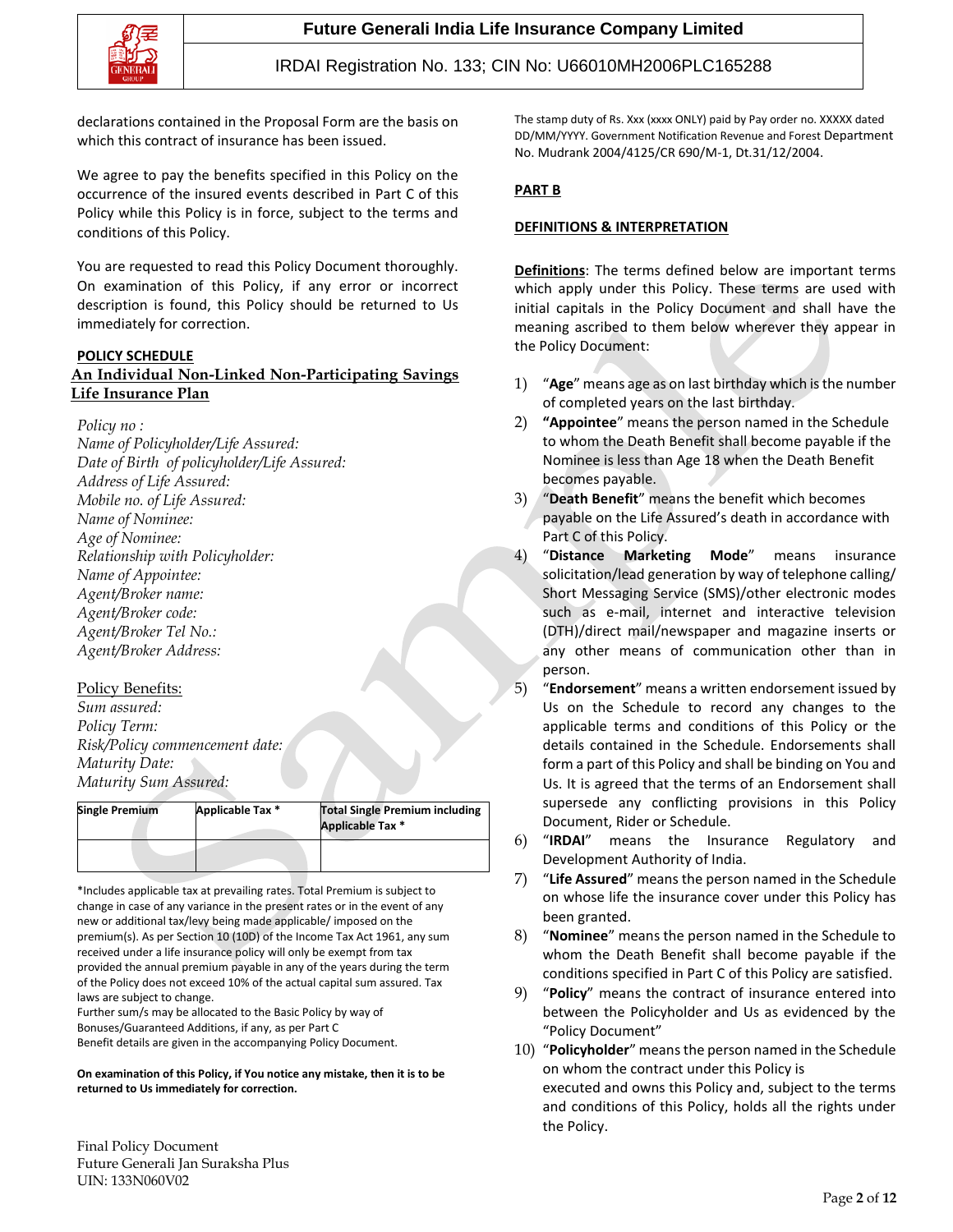declarations contained in the Proposal Form are the basis on which this contract of insurance has been issued.

We agree to pay the benefits specified in this Policy on the occurrence of the insured events described in Part C of this Policy while this Policy is in force, subject to the terms and conditions of this Policy.

You are requested to read this Policy Document thoroughly. On examination of this Policy, if any error or incorrect description is found, this Policy should be returned to Us immediately for correction.

**POLICY SCHEDULE**

**An Individual Non-Linked Non-Participating Savings Life Insurance Plan**

*Policy no :*
*Name of Policyholder/Life Assured:*
*Date of Birth of policyholder/Life Assured:*
*Address of Life Assured:*
*Mobile no. of Life Assured:*
*Name of Nominee:*
*Age of Nominee:*
*Relationship with Policyholder:*
*Name of Appointee:*
*Agent/Broker name:*
*Agent/Broker code:*
*Agent/Broker Tel No.:*
*Agent/Broker Address:*

Policy Benefits:
*Sum assured:*
*Policy Term:*
*Risk/Policy commencement date:*
*Maturity Date:*
*Maturity Sum Assured:*

| Single Premium | Applicable Tax * | Total Single Premium including Applicable Tax * |
|---|---|---|
| | | |

*Includes applicable tax at prevailing rates. Total Premium is subject to change in case of any variance in the present rates or in the event of any new or additional tax/levy being made applicable/ imposed on the premium(s). As per Section 10 (10D) of the Income Tax Act 1961, any sum received under a life insurance policy will only be exempt from tax provided the annual premium payable in any of the years during the term of the Policy does not exceed 10% of the actual capital sum assured. Tax laws are subject to change.
Further sum/s may be allocated to the Basic Policy by way of Bonuses/Guaranteed Additions, if any, as per Part C
Benefit details are given in the accompanying Policy Document.

**On examination of this Policy, if You notice any mistake, then it is to be returned to Us immediately for correction.**

The stamp duty of Rs. Xxx (xxxx ONLY) paid by Pay order no. XXXXX dated DD/MM/YYYY. Government Notification Revenue and Forest Department No. Mudrank 2004/4125/CR 690/M-1, Dt.31/12/2004.

**PART B**

**DEFINITIONS & INTERPRETATION**

**Definitions**: The terms defined below are important terms which apply under this Policy. These terms are used with initial capitals in the Policy Document and shall have the meaning ascribed to them below wherever they appear in the Policy Document:

1) "**Age**" means age as on last birthday which is the number of completed years on the last birthday.
2) **"Appointee**" means the person named in the Schedule to whom the Death Benefit shall become payable if the Nominee is less than Age 18 when the Death Benefit becomes payable.
3) "**Death Benefit**" means the benefit which becomes payable on the Life Assured's death in accordance with Part C of this Policy.
4) "**Distance Marketing Mode**" means insurance solicitation/lead generation by way of telephone calling/ Short Messaging Service (SMS)/other electronic modes such as e-mail, internet and interactive television (DTH)/direct mail/newspaper and magazine inserts or any other means of communication other than in person.
5) "**Endorsement**" means a written endorsement issued by Us on the Schedule to record any changes to the applicable terms and conditions of this Policy or the details contained in the Schedule. Endorsements shall form a part of this Policy and shall be binding on You and Us. It is agreed that the terms of an Endorsement shall supersede any conflicting provisions in this Policy Document, Rider or Schedule.
6) "**IRDAI**" means the Insurance Regulatory and Development Authority of India.
7) "**Life Assured**" means the person named in the Schedule on whose life the insurance cover under this Policy has been granted.
8) "**Nominee**" means the person named in the Schedule to whom the Death Benefit shall become payable if the conditions specified in Part C of this Policy are satisfied.
9) "**Policy**" means the contract of insurance entered into between the Policyholder and Us as evidenced by the "Policy Document"
10) "**Policyholder**" means the person named in the Schedule on whom the contract under this Policy is executed and owns this Policy and, subject to the terms and conditions of this Policy, holds all the rights under the Policy.

Final Policy Document
Future Generali Jan Suraksha Plus
UIN: 133N060V02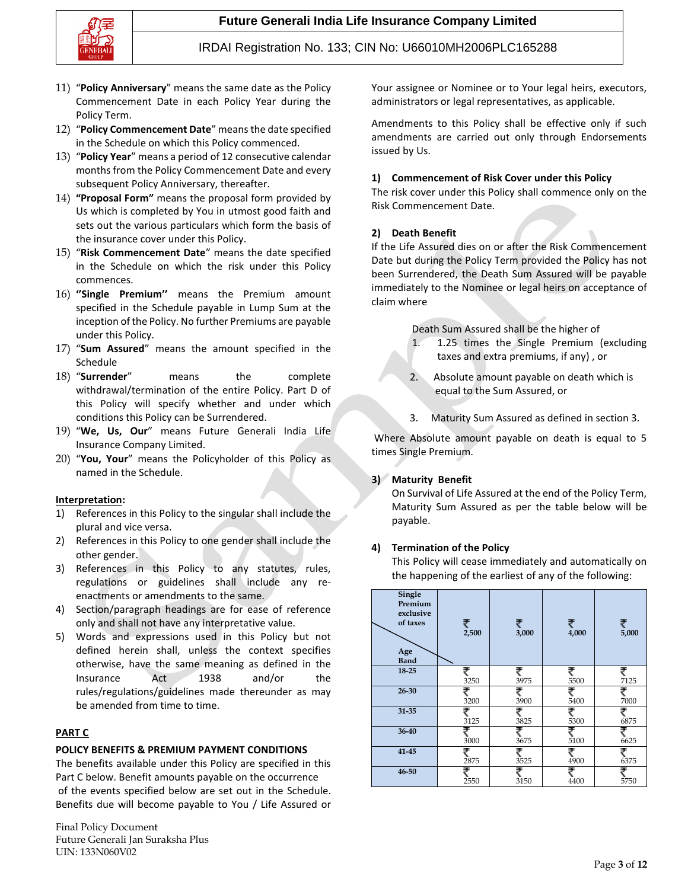11) "**Policy Anniversary**" means the same date as the Policy Commencement Date in each Policy Year during the Policy Term.
12) "**Policy Commencement Date**" means the date specified in the Schedule on which this Policy commenced.
13) "**Policy Year**" means a period of 12 consecutive calendar months from the Policy Commencement Date and every subsequent Policy Anniversary, thereafter.
14) **"Proposal Form"** means the proposal form provided by Us which is completed by You in utmost good faith and sets out the various particulars which form the basis of the insurance cover under this Policy.
15) "**Risk Commencement Date**" means the date specified in the Schedule on which the risk under this Policy commences.
16) **''Single Premium''** means the Premium amount specified in the Schedule payable in Lump Sum at the inception of the Policy. No further Premiums are payable under this Policy.
17) "**Sum Assured**" means the amount specified in the Schedule
18) "**Surrender**" means the complete withdrawal/termination of the entire Policy. Part D of this Policy will specify whether and under which conditions this Policy can be Surrendered.
19) "**We, Us, Our**" means Future Generali India Life Insurance Company Limited.
20) "**You, Your**" means the Policyholder of this Policy as named in the Schedule.

**Interpretation:**

1) References in this Policy to the singular shall include the plural and vice versa.
2) References in this Policy to one gender shall include the other gender.
3) References in this Policy to any statutes, rules, regulations or guidelines shall include any re-enactments or amendments to the same.
4) Section/paragraph headings are for ease of reference only and shall not have any interpretative value.
5) Words and expressions used in this Policy but not defined herein shall, unless the context specifies otherwise, have the same meaning as defined in the Insurance Act 1938 and/or the rules/regulations/guidelines made thereunder as may be amended from time to time.

**PART C**

**POLICY BENEFITS & PREMIUM PAYMENT CONDITIONS**

The benefits available under this Policy are specified in this Part C below. Benefit amounts payable on the occurrence of the events specified below are set out in the Schedule. Benefits due will become payable to You / Life Assured or Your assignee or Nominee or to Your legal heirs, executors, administrators or legal representatives, as applicable.

Amendments to this Policy shall be effective only if such amendments are carried out only through Endorsements issued by Us.

**1) Commencement of Risk Cover under this Policy**

The risk cover under this Policy shall commence only on the Risk Commencement Date.

**2) Death Benefit**

If the Life Assured dies on or after the Risk Commencement Date but during the Policy Term provided the Policy has not been Surrendered, the Death Sum Assured will be payable immediately to the Nominee or legal heirs on acceptance of claim where

Death Sum Assured shall be the higher of

1. 1.25 times the Single Premium (excluding taxes and extra premiums, if any) , or
2. Absolute amount payable on death which is equal to the Sum Assured, or
3. Maturity Sum Assured as defined in section 3.

Where Absolute amount payable on death is equal to 5 times Single Premium.

**3) Maturity Benefit**

On Survival of Life Assured at the end of the Policy Term, Maturity Sum Assured as per the table below will be payable.

**4) Termination of the Policy**

This Policy will cease immediately and automatically on the happening of the earliest of any of the following:

| Single Premium exclusive of taxes / Age Band | ₹ 2,500 | ₹ 3,000 | ₹ 4,000 | ₹ 5,000 |
|---|---|---|---|---|
| 18-25 | ₹ 3250 | ₹ 3975 | ₹ 5500 | ₹ 7125 |
| 26-30 | ₹ 3200 | ₹ 3900 | ₹ 5400 | ₹ 7000 |
| 31-35 | ₹ 3125 | ₹ 3825 | ₹ 5300 | ₹ 6875 |
| 36-40 | ₹ 3000 | ₹ 3675 | ₹ 5100 | ₹ 6625 |
| 41-45 | ₹ 2875 | ₹ 3525 | ₹ 4900 | ₹ 6375 |
| 46-50 | ₹ 2550 | ₹ 3150 | ₹ 4400 | ₹ 5750 |

Final Policy Document
Future Generali Jan Suraksha Plus
UIN: 133N060V02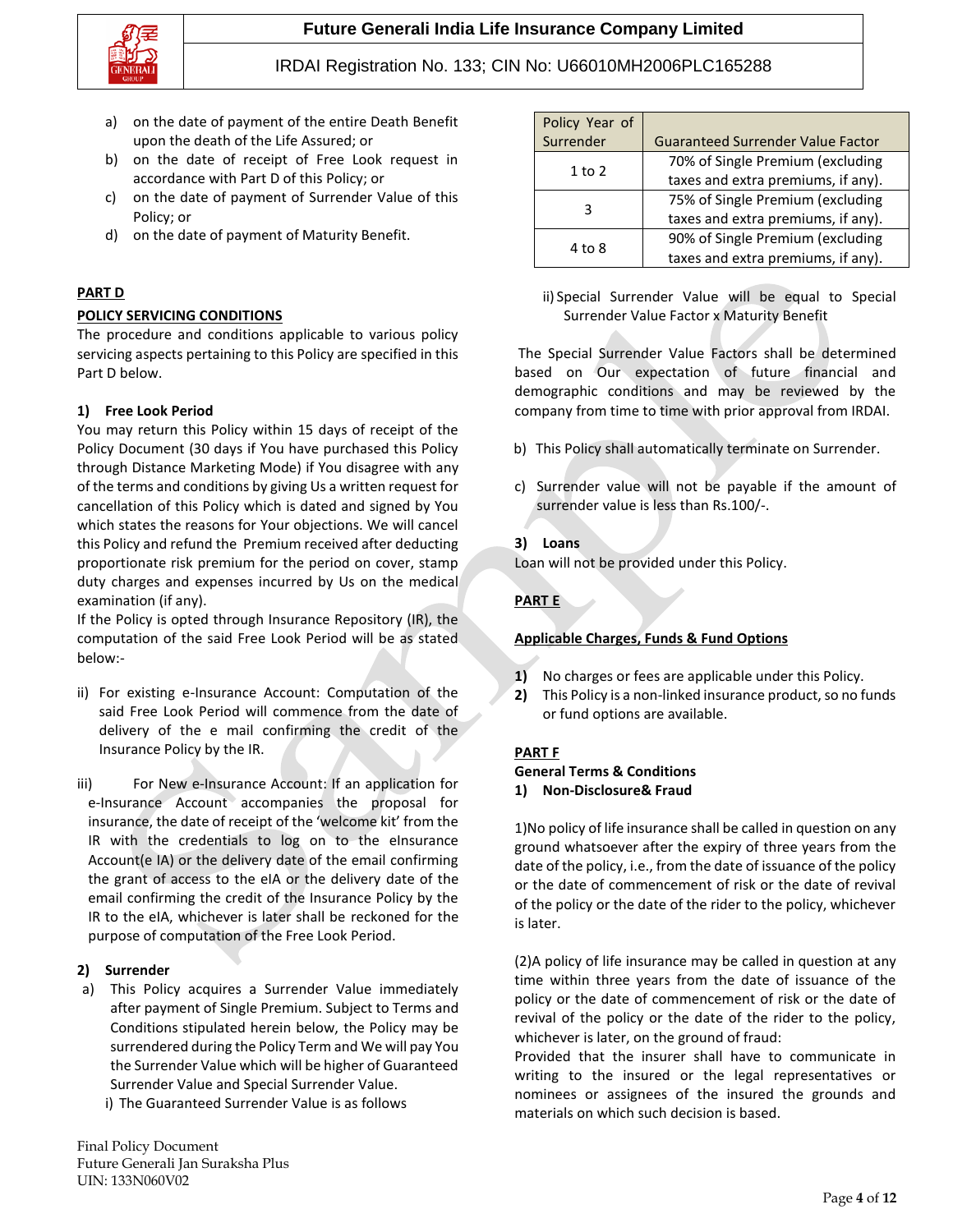a) on the date of payment of the entire Death Benefit upon the death of the Life Assured; or
b) on the date of receipt of Free Look request in accordance with Part D of this Policy; or
c) on the date of payment of Surrender Value of this Policy; or
d) on the date of payment of Maturity Benefit.

**PART D**

**POLICY SERVICING CONDITIONS**

The procedure and conditions applicable to various policy servicing aspects pertaining to this Policy are specified in this Part D below.

**1) Free Look Period**

You may return this Policy within 15 days of receipt of the Policy Document (30 days if You have purchased this Policy through Distance Marketing Mode) if You disagree with any of the terms and conditions by giving Us a written request for cancellation of this Policy which is dated and signed by You which states the reasons for Your objections. We will cancel this Policy and refund the Premium received after deducting proportionate risk premium for the period on cover, stamp duty charges and expenses incurred by Us on the medical examination (if any).

If the Policy is opted through Insurance Repository (IR), the computation of the said Free Look Period will be as stated below:-

ii) For existing e-Insurance Account: Computation of the said Free Look Period will commence from the date of delivery of the e mail confirming the credit of the Insurance Policy by the IR.

iii) For New e-Insurance Account: If an application for e-Insurance Account accompanies the proposal for insurance, the date of receipt of the 'welcome kit' from the IR with the credentials to log on to the eInsurance Account(e IA) or the delivery date of the email confirming the grant of access to the eIA or the delivery date of the email confirming the credit of the Insurance Policy by the IR to the eIA, whichever is later shall be reckoned for the purpose of computation of the Free Look Period.

**2) Surrender**

a) This Policy acquires a Surrender Value immediately after payment of Single Premium. Subject to Terms and Conditions stipulated herein below, the Policy may be surrendered during the Policy Term and We will pay You the Surrender Value which will be higher of Guaranteed Surrender Value and Special Surrender Value.

i) The Guaranteed Surrender Value is as follows

| Policy Year of Surrender | Guaranteed Surrender Value Factor |
|---|---|
| 1 to 2 | 70% of Single Premium (excluding taxes and extra premiums, if any). |
| 3 | 75% of Single Premium (excluding taxes and extra premiums, if any). |
| 4 to 8 | 90% of Single Premium (excluding taxes and extra premiums, if any). |

ii) Special Surrender Value will be equal to Special Surrender Value Factor x Maturity Benefit

The Special Surrender Value Factors shall be determined based on Our expectation of future financial and demographic conditions and may be reviewed by the company from time to time with prior approval from IRDAI.

b) This Policy shall automatically terminate on Surrender.

c) Surrender value will not be payable if the amount of surrender value is less than Rs.100/-.

**3) Loans**

Loan will not be provided under this Policy.

**PART E**

**Applicable Charges, Funds & Fund Options**

1) No charges or fees are applicable under this Policy.
2) This Policy is a non-linked insurance product, so no funds or fund options are available.

**PART F**

**General Terms & Conditions**

**1) Non-Disclosure& Fraud**

1)No policy of life insurance shall be called in question on any ground whatsoever after the expiry of three years from the date of the policy, i.e., from the date of issuance of the policy or the date of commencement of risk or the date of revival of the policy or the date of the rider to the policy, whichever is later.

(2)A policy of life insurance may be called in question at any time within three years from the date of issuance of the policy or the date of commencement of risk or the date of revival of the policy or the date of the rider to the policy, whichever is later, on the ground of fraud:

Provided that the insurer shall have to communicate in writing to the insured or the legal representatives or nominees or assignees of the insured the grounds and materials on which such decision is based.

Final Policy Document
Future Generali Jan Suraksha Plus
UIN: 133N060V02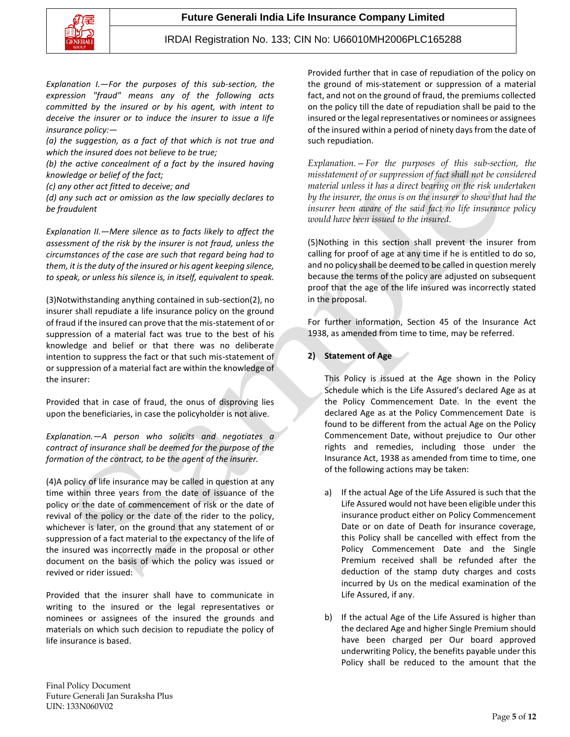*Explanation I.—For the purposes of this sub-section, the expression "fraud" means any of the following acts committed by the insured or by his agent, with intent to deceive the insurer or to induce the insurer to issue a life insurance policy:—*

*(a) the suggestion, as a fact of that which is not true and which the insured does not believe to be true;*

*(b) the active concealment of a fact by the insured having knowledge or belief of the fact;*

*(c) any other act fitted to deceive; and*

*(d) any such act or omission as the law specially declares to be fraudulent*

*Explanation II.—Mere silence as to facts likely to affect the assessment of the risk by the insurer is not fraud, unless the circumstances of the case are such that regard being had to them, it is the duty of the insured or his agent keeping silence, to speak, or unless his silence is, in itself, equivalent to speak.*

(3)Notwithstanding anything contained in sub-section(2), no insurer shall repudiate a life insurance policy on the ground of fraud if the insured can prove that the mis-statement of or suppression of a material fact was true to the best of his knowledge and belief or that there was no deliberate intention to suppress the fact or that such mis-statement of or suppression of a material fact are within the knowledge of the insurer:

Provided that in case of fraud, the onus of disproving lies upon the beneficiaries, in case the policyholder is not alive.

*Explanation.—A person who solicits and negotiates a contract of insurance shall be deemed for the purpose of the formation of the contract, to be the agent of the insurer.*

(4)A policy of life insurance may be called in question at any time within three years from the date of issuance of the policy or the date of commencement of risk or the date of revival of the policy or the date of the rider to the policy, whichever is later, on the ground that any statement of or suppression of a fact material to the expectancy of the life of the insured was incorrectly made in the proposal or other document on the basis of which the policy was issued or revived or rider issued:

Provided that the insurer shall have to communicate in writing to the insured or the legal representatives or nominees or assignees of the insured the grounds and materials on which such decision to repudiate the policy of life insurance is based.

Provided further that in case of repudiation of the policy on the ground of mis-statement or suppression of a material fact, and not on the ground of fraud, the premiums collected on the policy till the date of repudiation shall be paid to the insured or the legal representatives or nominees or assignees of the insured within a period of ninety days from the date of such repudiation.

*Explanation.—For the purposes of this sub-section, the misstatement of or suppression of fact shall not be considered material unless it has a direct bearing on the risk undertaken by the insurer, the onus is on the insurer to show that had the insurer been aware of the said fact no life insurance policy would have been issued to the insured.*

(5)Nothing in this section shall prevent the insurer from calling for proof of age at any time if he is entitled to do so, and no policy shall be deemed to be called in question merely because the terms of the policy are adjusted on subsequent proof that the age of the life insured was incorrectly stated in the proposal.

For further information, Section 45 of the Insurance Act 1938, as amended from time to time, may be referred.

**2) Statement of Age**

This Policy is issued at the Age shown in the Policy Schedule which is the Life Assured's declared Age as at the Policy Commencement Date. In the event the declared Age as at the Policy Commencement Date is found to be different from the actual Age on the Policy Commencement Date, without prejudice to Our other rights and remedies, including those under the Insurance Act, 1938 as amended from time to time, one of the following actions may be taken:

a) If the actual Age of the Life Assured is such that the Life Assured would not have been eligible under this insurance product either on Policy Commencement Date or on date of Death for insurance coverage, this Policy shall be cancelled with effect from the Policy Commencement Date and the Single Premium received shall be refunded after the deduction of the stamp duty charges and costs incurred by Us on the medical examination of the Life Assured, if any.

b) If the actual Age of the Life Assured is higher than the declared Age and higher Single Premium should have been charged per Our board approved underwriting Policy, the benefits payable under this Policy shall be reduced to the amount that the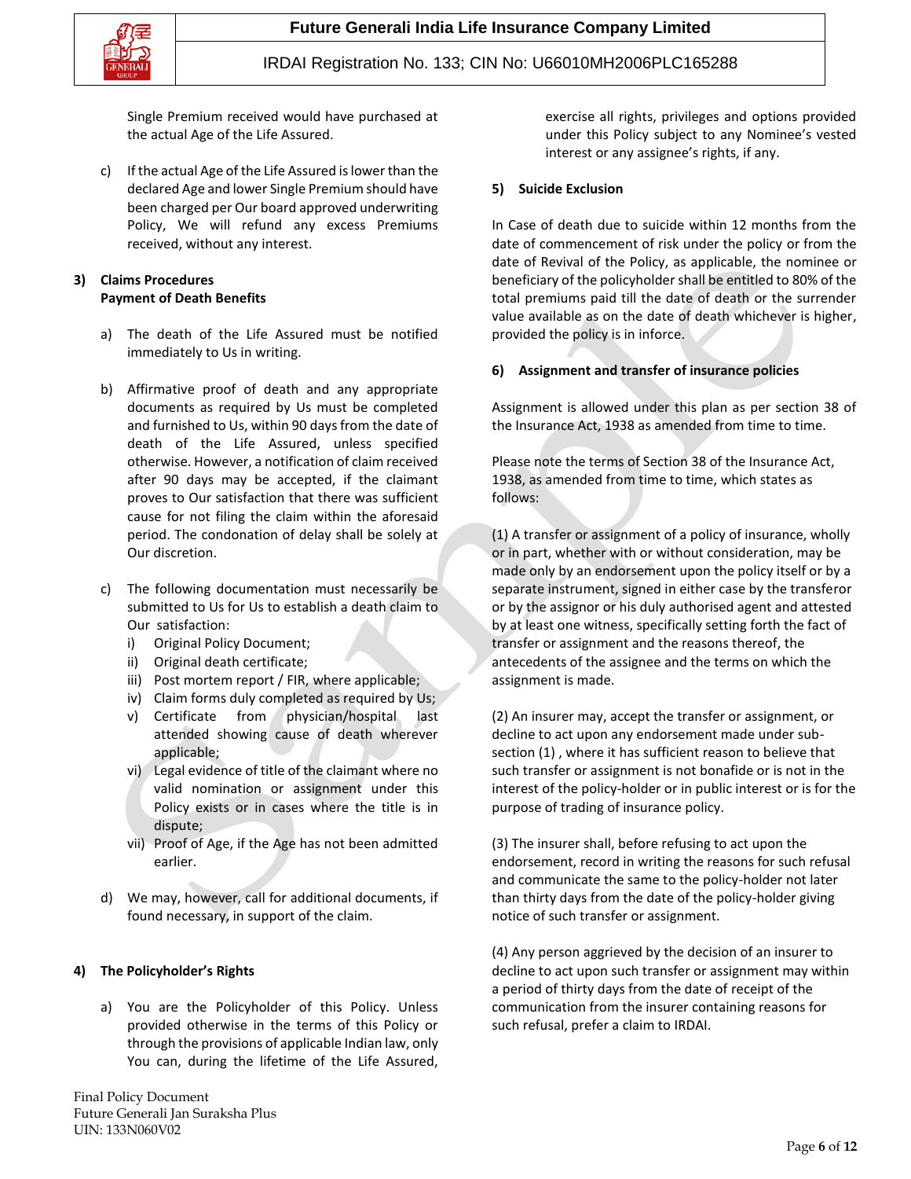Single Premium received would have purchased at the actual Age of the Life Assured.

c) If the actual Age of the Life Assured is lower than the declared Age and lower Single Premium should have been charged per Our board approved underwriting Policy, We will refund any excess Premiums received, without any interest.

**3) Claims Procedures**
**Payment of Death Benefits**

a) The death of the Life Assured must be notified immediately to Us in writing.

b) Affirmative proof of death and any appropriate documents as required by Us must be completed and furnished to Us, within 90 days from the date of death of the Life Assured, unless specified otherwise. However, a notification of claim received after 90 days may be accepted, if the claimant proves to Our satisfaction that there was sufficient cause for not filing the claim within the aforesaid period. The condonation of delay shall be solely at Our discretion.

c) The following documentation must necessarily be submitted to Us for Us to establish a death claim to Our satisfaction:
   i) Original Policy Document;
   ii) Original death certificate;
   iii) Post mortem report / FIR, where applicable;
   iv) Claim forms duly completed as required by Us;
   v) Certificate from physician/hospital last attended showing cause of death wherever applicable;
   vi) Legal evidence of title of the claimant where no valid nomination or assignment under this Policy exists or in cases where the title is in dispute;
   vii) Proof of Age, if the Age has not been admitted earlier.

d) We may, however, call for additional documents, if found necessary, in support of the claim.

**4) The Policyholder's Rights**

a) You are the Policyholder of this Policy. Unless provided otherwise in the terms of this Policy or through the provisions of applicable Indian law, only You can, during the lifetime of the Life Assured, exercise all rights, privileges and options provided under this Policy subject to any Nominee's vested interest or any assignee's rights, if any.

**5) Suicide Exclusion**

In Case of death due to suicide within 12 months from the date of commencement of risk under the policy or from the date of Revival of the Policy, as applicable, the nominee or beneficiary of the policyholder shall be entitled to 80% of the total premiums paid till the date of death or the surrender value available as on the date of death whichever is higher, provided the policy is in inforce.

**6) Assignment and transfer of insurance policies**

Assignment is allowed under this plan as per section 38 of the Insurance Act, 1938 as amended from time to time.

Please note the terms of Section 38 of the Insurance Act, 1938, as amended from time to time, which states as follows:

(1) A transfer or assignment of a policy of insurance, wholly or in part, whether with or without consideration, may be made only by an endorsement upon the policy itself or by a separate instrument, signed in either case by the transferor or by the assignor or his duly authorised agent and attested by at least one witness, specifically setting forth the fact of transfer or assignment and the reasons thereof, the antecedents of the assignee and the terms on which the assignment is made.

(2) An insurer may, accept the transfer or assignment, or decline to act upon any endorsement made under sub-section (1) , where it has sufficient reason to believe that such transfer or assignment is not bonafide or is not in the interest of the policy-holder or in public interest or is for the purpose of trading of insurance policy.

(3) The insurer shall, before refusing to act upon the endorsement, record in writing the reasons for such refusal and communicate the same to the policy-holder not later than thirty days from the date of the policy-holder giving notice of such transfer or assignment.

(4) Any person aggrieved by the decision of an insurer to decline to act upon such transfer or assignment may within a period of thirty days from the date of receipt of the communication from the insurer containing reasons for such refusal, prefer a claim to IRDAI.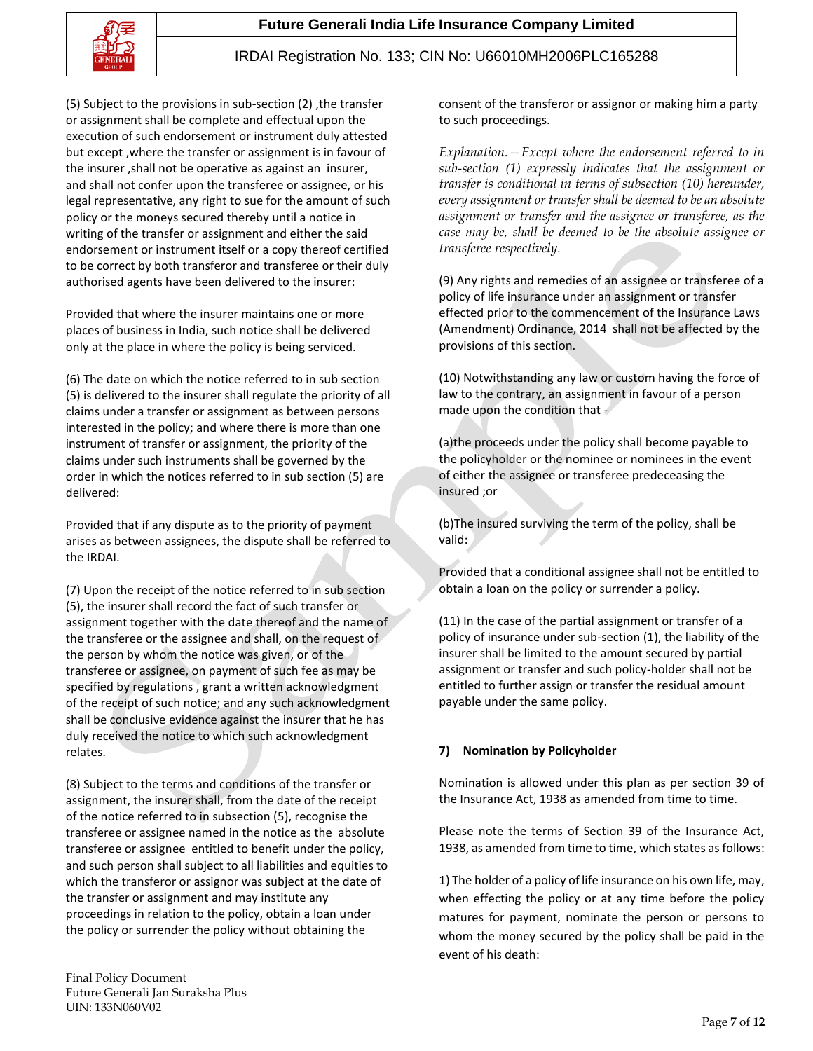(5) Subject to the provisions in sub-section (2) ,the transfer or assignment shall be complete and effectual upon the execution of such endorsement or instrument duly attested but except ,where the transfer or assignment is in favour of the insurer ,shall not be operative as against an insurer, and shall not confer upon the transferee or assignee, or his legal representative, any right to sue for the amount of such policy or the moneys secured thereby until a notice in writing of the transfer or assignment and either the said endorsement or instrument itself or a copy thereof certified to be correct by both transferor and transferee or their duly authorised agents have been delivered to the insurer:

Provided that where the insurer maintains one or more places of business in India, such notice shall be delivered only at the place in where the policy is being serviced.

(6) The date on which the notice referred to in sub section (5) is delivered to the insurer shall regulate the priority of all claims under a transfer or assignment as between persons interested in the policy; and where there is more than one instrument of transfer or assignment, the priority of the claims under such instruments shall be governed by the order in which the notices referred to in sub section (5) are delivered:

Provided that if any dispute as to the priority of payment arises as between assignees, the dispute shall be referred to the IRDAI.

(7) Upon the receipt of the notice referred to in sub section (5), the insurer shall record the fact of such transfer or assignment together with the date thereof and the name of the transferee or the assignee and shall, on the request of the person by whom the notice was given, or of the transferee or assignee, on payment of such fee as may be specified by regulations , grant a written acknowledgment of the receipt of such notice; and any such acknowledgment shall be conclusive evidence against the insurer that he has duly received the notice to which such acknowledgment relates.

(8) Subject to the terms and conditions of the transfer or assignment, the insurer shall, from the date of the receipt of the notice referred to in subsection (5), recognise the transferee or assignee named in the notice as the absolute transferee or assignee entitled to benefit under the policy, and such person shall subject to all liabilities and equities to which the transferor or assignor was subject at the date of the transfer or assignment and may institute any proceedings in relation to the policy, obtain a loan under the policy or surrender the policy without obtaining the consent of the transferor or assignor or making him a party to such proceedings.

*Explanation. – Except where the endorsement referred to in sub-section (1) expressly indicates that the assignment or transfer is conditional in terms of subsection (10) hereunder, every assignment or transfer shall be deemed to be an absolute assignment or transfer and the assignee or transferee, as the case may be, shall be deemed to be the absolute assignee or transferee respectively.*

(9) Any rights and remedies of an assignee or transferee of a policy of life insurance under an assignment or transfer effected prior to the commencement of the Insurance Laws (Amendment) Ordinance, 2014 shall not be affected by the provisions of this section.

(10) Notwithstanding any law or custom having the force of law to the contrary, an assignment in favour of a person made upon the condition that -

(a)the proceeds under the policy shall become payable to the policyholder or the nominee or nominees in the event of either the assignee or transferee predeceasing the insured ;or

(b)The insured surviving the term of the policy, shall be valid:

Provided that a conditional assignee shall not be entitled to obtain a loan on the policy or surrender a policy.

(11) In the case of the partial assignment or transfer of a policy of insurance under sub-section (1), the liability of the insurer shall be limited to the amount secured by partial assignment or transfer and such policy-holder shall not be entitled to further assign or transfer the residual amount payable under the same policy.

## 7) Nomination by Policyholder

Nomination is allowed under this plan as per section 39 of the Insurance Act, 1938 as amended from time to time.

Please note the terms of Section 39 of the Insurance Act, 1938, as amended from time to time, which states as follows:

1) The holder of a policy of life insurance on his own life, may, when effecting the policy or at any time before the policy matures for payment, nominate the person or persons to whom the money secured by the policy shall be paid in the event of his death:

Final Policy Document
Future Generali Jan Suraksha Plus
UIN: 133N060V02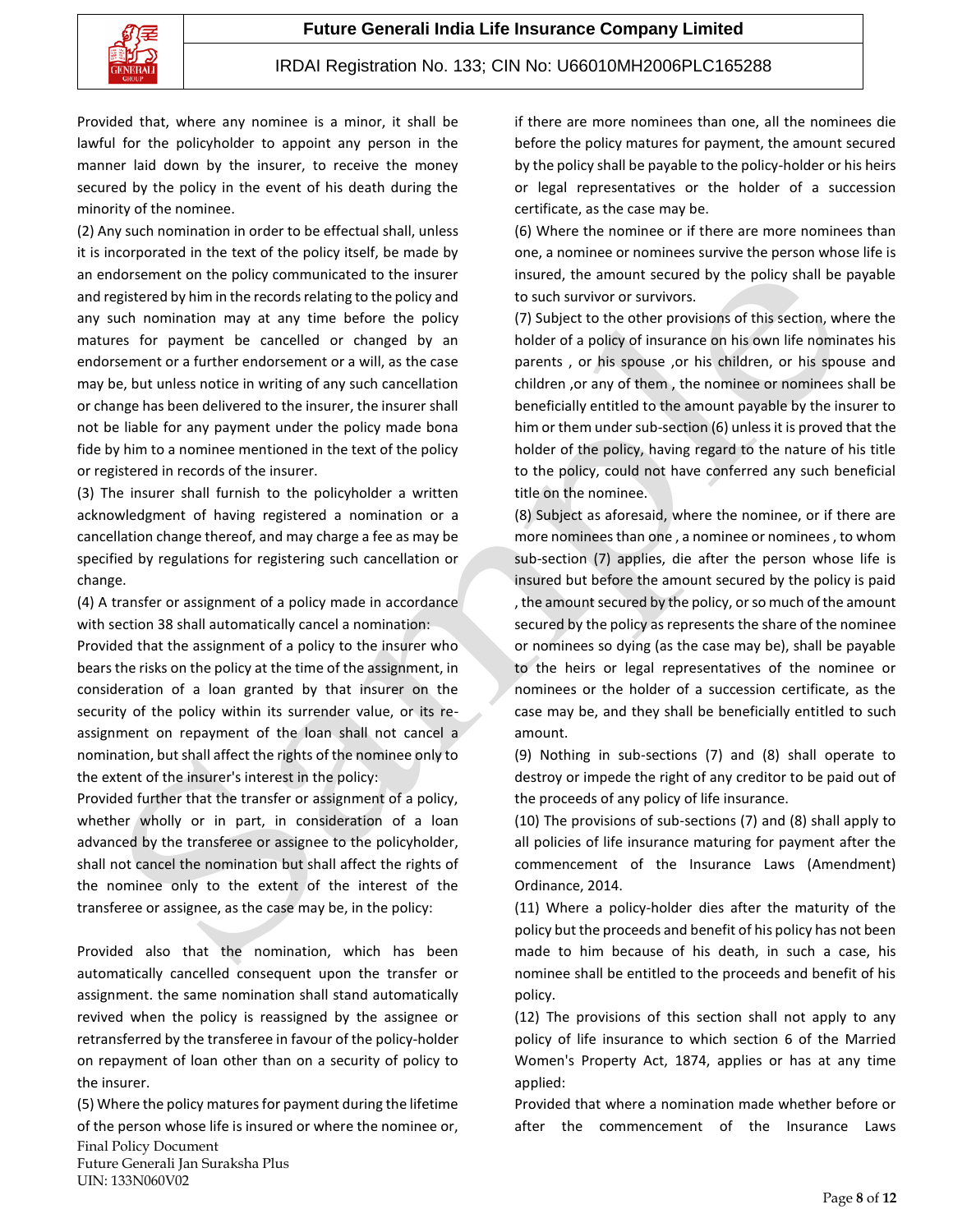Provided that, where any nominee is a minor, it shall be lawful for the policyholder to appoint any person in the manner laid down by the insurer, to receive the money secured by the policy in the event of his death during the minority of the nominee.

(2) Any such nomination in order to be effectual shall, unless it is incorporated in the text of the policy itself, be made by an endorsement on the policy communicated to the insurer and registered by him in the records relating to the policy and any such nomination may at any time before the policy matures for payment be cancelled or changed by an endorsement or a further endorsement or a will, as the case may be, but unless notice in writing of any such cancellation or change has been delivered to the insurer, the insurer shall not be liable for any payment under the policy made bona fide by him to a nominee mentioned in the text of the policy or registered in records of the insurer.

(3) The insurer shall furnish to the policyholder a written acknowledgment of having registered a nomination or a cancellation change thereof, and may charge a fee as may be specified by regulations for registering such cancellation or change.

(4) A transfer or assignment of a policy made in accordance with section 38 shall automatically cancel a nomination:

Provided that the assignment of a policy to the insurer who bears the risks on the policy at the time of the assignment, in consideration of a loan granted by that insurer on the security of the policy within its surrender value, or its re-assignment on repayment of the loan shall not cancel a nomination, but shall affect the rights of the nominee only to the extent of the insurer's interest in the policy:

Provided further that the transfer or assignment of a policy, whether wholly or in part, in consideration of a loan advanced by the transferee or assignee to the policyholder, shall not cancel the nomination but shall affect the rights of the nominee only to the extent of the interest of the transferee or assignee, as the case may be, in the policy:

Provided also that the nomination, which has been automatically cancelled consequent upon the transfer or assignment. the same nomination shall stand automatically revived when the policy is reassigned by the assignee or retransferred by the transferee in favour of the policy-holder on repayment of loan other than on a security of policy to the insurer.

(5) Where the policy matures for payment during the lifetime of the person whose life is insured or where the nominee or, if there are more nominees than one, all the nominees die before the policy matures for payment, the amount secured by the policy shall be payable to the policy-holder or his heirs or legal representatives or the holder of a succession certificate, as the case may be.

(6) Where the nominee or if there are more nominees than one, a nominee or nominees survive the person whose life is insured, the amount secured by the policy shall be payable to such survivor or survivors.

(7) Subject to the other provisions of this section, where the holder of a policy of insurance on his own life nominates his parents , or his spouse ,or his children, or his spouse and children ,or any of them , the nominee or nominees shall be beneficially entitled to the amount payable by the insurer to him or them under sub-section (6) unless it is proved that the holder of the policy, having regard to the nature of his title to the policy, could not have conferred any such beneficial title on the nominee.

(8) Subject as aforesaid, where the nominee, or if there are more nominees than one , a nominee or nominees , to whom sub-section (7) applies, die after the person whose life is insured but before the amount secured by the policy is paid , the amount secured by the policy, or so much of the amount secured by the policy as represents the share of the nominee or nominees so dying (as the case may be), shall be payable to the heirs or legal representatives of the nominee or nominees or the holder of a succession certificate, as the case may be, and they shall be beneficially entitled to such amount.

(9) Nothing in sub-sections (7) and (8) shall operate to destroy or impede the right of any creditor to be paid out of the proceeds of any policy of life insurance.

(10) The provisions of sub-sections (7) and (8) shall apply to all policies of life insurance maturing for payment after the commencement of the Insurance Laws (Amendment) Ordinance, 2014.

(11) Where a policy-holder dies after the maturity of the policy but the proceeds and benefit of his policy has not been made to him because of his death, in such a case, his nominee shall be entitled to the proceeds and benefit of his policy.

(12) The provisions of this section shall not apply to any policy of life insurance to which section 6 of the Married Women's Property Act, 1874, applies or has at any time applied:

Provided that where a nomination made whether before or after the commencement of the Insurance Laws

Final Policy Document
Future Generali Jan Suraksha Plus
UIN: 133N060V02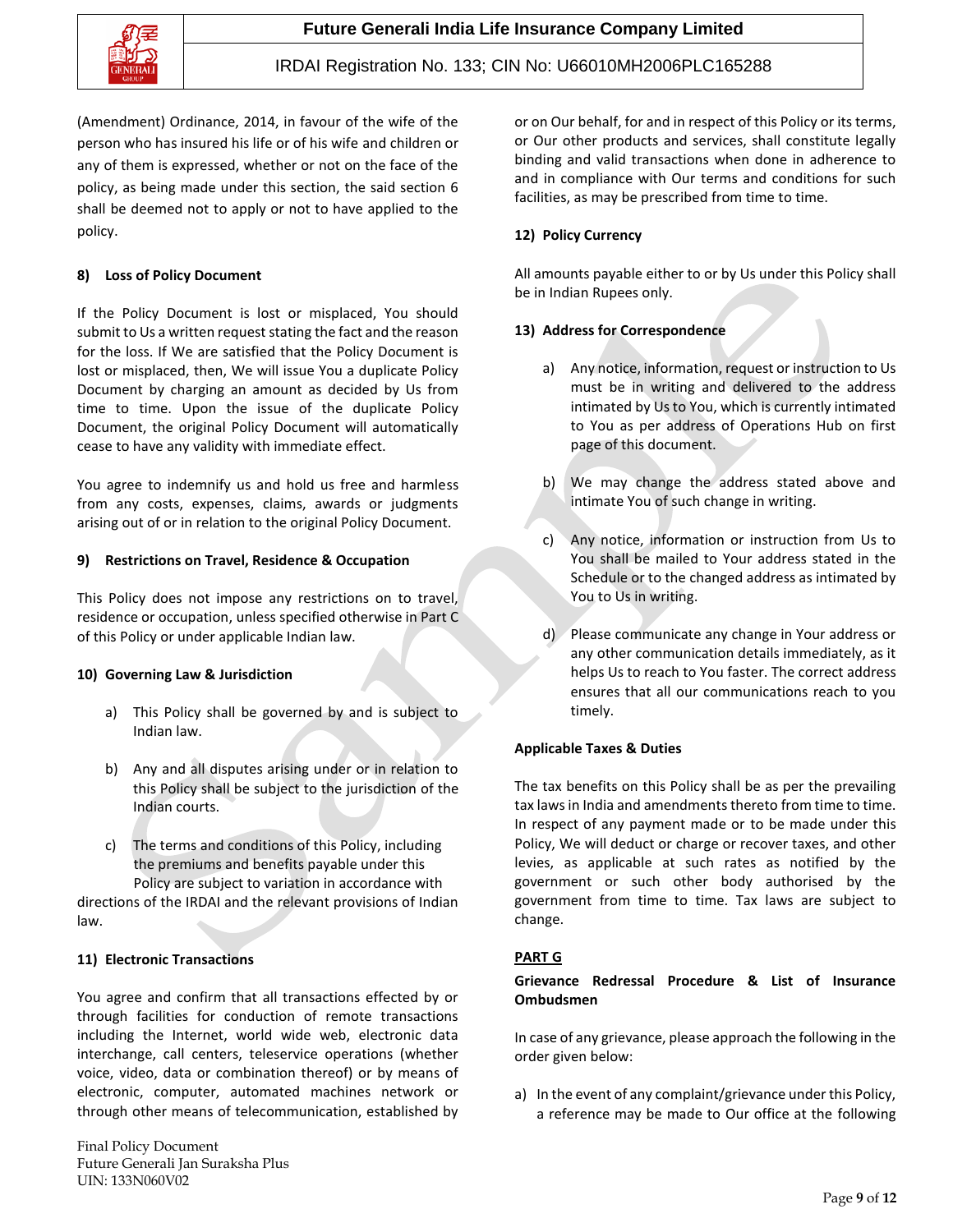(Amendment) Ordinance, 2014, in favour of the wife of the person who has insured his life or of his wife and children or any of them is expressed, whether or not on the face of the policy, as being made under this section, the said section 6 shall be deemed not to apply or not to have applied to the policy.

**8) Loss of Policy Document**

If the Policy Document is lost or misplaced, You should submit to Us a written request stating the fact and the reason for the loss. If We are satisfied that the Policy Document is lost or misplaced, then, We will issue You a duplicate Policy Document by charging an amount as decided by Us from time to time. Upon the issue of the duplicate Policy Document, the original Policy Document will automatically cease to have any validity with immediate effect.

You agree to indemnify us and hold us free and harmless from any costs, expenses, claims, awards or judgments arising out of or in relation to the original Policy Document.

**9) Restrictions on Travel, Residence & Occupation**

This Policy does not impose any restrictions on to travel, residence or occupation, unless specified otherwise in Part C of this Policy or under applicable Indian law.

**10) Governing Law & Jurisdiction**

a) This Policy shall be governed by and is subject to Indian law.

b) Any and all disputes arising under or in relation to this Policy shall be subject to the jurisdiction of the Indian courts.

c) The terms and conditions of this Policy, including the premiums and benefits payable under this Policy are subject to variation in accordance with directions of the IRDAI and the relevant provisions of Indian law.

**11) Electronic Transactions**

You agree and confirm that all transactions effected by or through facilities for conduction of remote transactions including the Internet, world wide web, electronic data interchange, call centers, teleservice operations (whether voice, video, data or combination thereof) or by means of electronic, computer, automated machines network or through other means of telecommunication, established by or on Our behalf, for and in respect of this Policy or its terms, or Our other products and services, shall constitute legally binding and valid transactions when done in adherence to and in compliance with Our terms and conditions for such facilities, as may be prescribed from time to time.

**12) Policy Currency**

All amounts payable either to or by Us under this Policy shall be in Indian Rupees only.

**13) Address for Correspondence**

a) Any notice, information, request or instruction to Us must be in writing and delivered to the address intimated by Us to You, which is currently intimated to You as per address of Operations Hub on first page of this document.

b) We may change the address stated above and intimate You of such change in writing.

c) Any notice, information or instruction from Us to You shall be mailed to Your address stated in the Schedule or to the changed address as intimated by You to Us in writing.

d) Please communicate any change in Your address or any other communication details immediately, as it helps Us to reach to You faster. The correct address ensures that all our communications reach to you timely.

**Applicable Taxes & Duties**

The tax benefits on this Policy shall be as per the prevailing tax laws in India and amendments thereto from time to time. In respect of any payment made or to be made under this Policy, We will deduct or charge or recover taxes, and other levies, as applicable at such rates as notified by the government or such other body authorised by the government from time to time. Tax laws are subject to change.

**PART G**

**Grievance Redressal Procedure & List of Insurance Ombudsmen**

In case of any grievance, please approach the following in the order given below:

a) In the event of any complaint/grievance under this Policy, a reference may be made to Our office at the following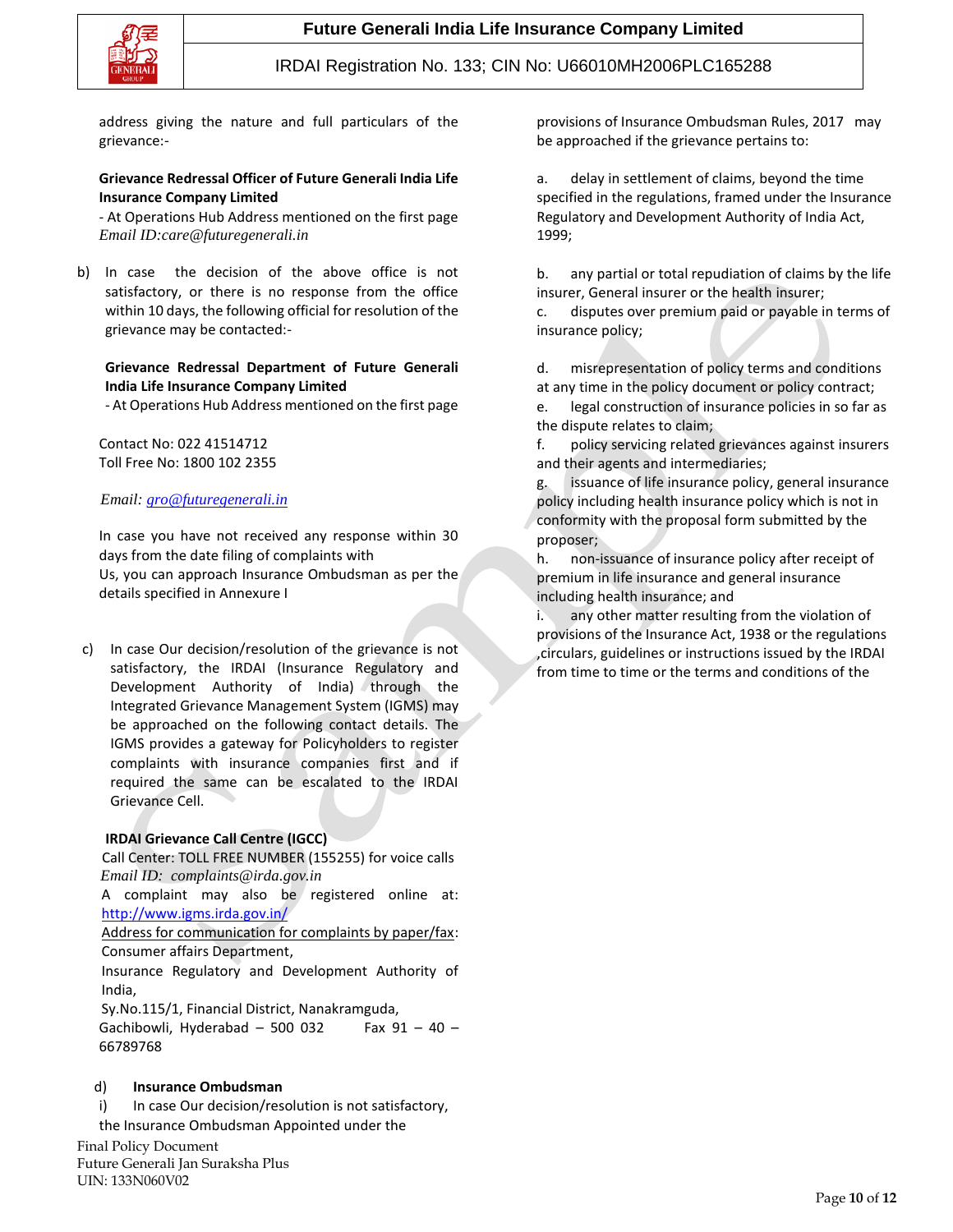address giving the nature and full particulars of the grievance:-

**Grievance Redressal Officer of Future Generali India Life Insurance Company Limited**
- At Operations Hub Address mentioned on the first page
*Email ID:care@futuregenerali.in*

b) In case the decision of the above office is not satisfactory, or there is no response from the office within 10 days, the following official for resolution of the grievance may be contacted:-

**Grievance Redressal Department of Future Generali India Life Insurance Company Limited**
- At Operations Hub Address mentioned on the first page

Contact No: 022 41514712
Toll Free No: 1800 102 2355

*Email: gro@futuregenerali.in*

In case you have not received any response within 30 days from the date filing of complaints with Us, you can approach Insurance Ombudsman as per the details specified in Annexure I

c) In case Our decision/resolution of the grievance is not satisfactory, the IRDAI (Insurance Regulatory and Development Authority of India) through the Integrated Grievance Management System (IGMS) may be approached on the following contact details. The IGMS provides a gateway for Policyholders to register complaints with insurance companies first and if required the same can be escalated to the IRDAI Grievance Cell.

**IRDAI Grievance Call Centre (IGCC)**
Call Center: TOLL FREE NUMBER (155255) for voice calls
*Email ID: complaints@irda.gov.in*
A complaint may also be registered online at: http://www.igms.irda.gov.in/
Address for communication for complaints by paper/fax:
Consumer affairs Department,
Insurance Regulatory and Development Authority of India,
Sy.No.115/1, Financial District, Nanakramguda,
Gachibowli, Hyderabad – 500 032 Fax 91 – 40 – 66789768

d) **Insurance Ombudsman**

i) In case Our decision/resolution is not satisfactory, the Insurance Ombudsman Appointed under the provisions of Insurance Ombudsman Rules, 2017 may be approached if the grievance pertains to:

a. delay in settlement of claims, beyond the time specified in the regulations, framed under the Insurance Regulatory and Development Authority of India Act, 1999;

b. any partial or total repudiation of claims by the life insurer, General insurer or the health insurer;

c. disputes over premium paid or payable in terms of insurance policy;

d. misrepresentation of policy terms and conditions at any time in the policy document or policy contract;

e. legal construction of insurance policies in so far as the dispute relates to claim;

f. policy servicing related grievances against insurers and their agents and intermediaries;

g. issuance of life insurance policy, general insurance policy including health insurance policy which is not in conformity with the proposal form submitted by the proposer;

h. non-issuance of insurance policy after receipt of premium in life insurance and general insurance including health insurance; and

i. any other matter resulting from the violation of provisions of the Insurance Act, 1938 or the regulations ,circulars, guidelines or instructions issued by the IRDAI from time to time or the terms and conditions of the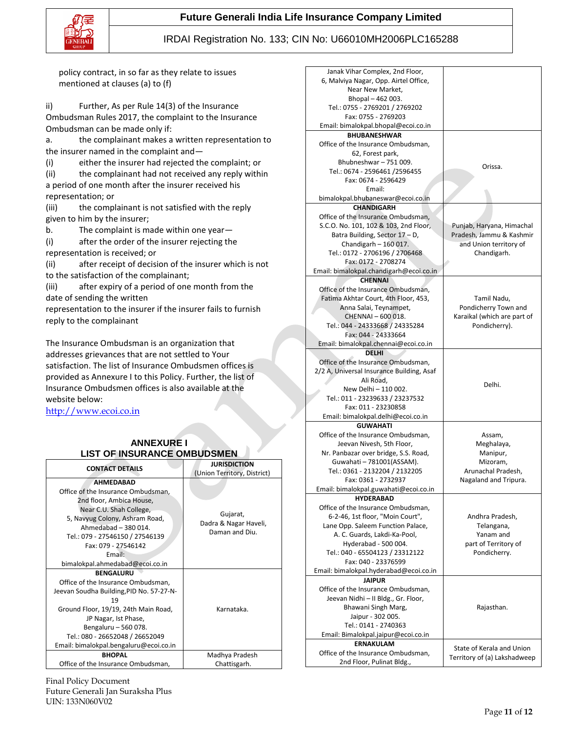policy contract, in so far as they relate to issues mentioned at clauses (a) to (f)

ii) Further, As per Rule 14(3) of the Insurance Ombudsman Rules 2017, the complaint to the Insurance Ombudsman can be made only if:

a. the complainant makes a written representation to the insurer named in the complaint and—

(i) either the insurer had rejected the complaint; or

(ii) the complainant had not received any reply within a period of one month after the insurer received his representation; or

(iii) the complainant is not satisfied with the reply given to him by the insurer;

b. The complaint is made within one year—

(i) after the order of the insurer rejecting the representation is received; or

(ii) after receipt of decision of the insurer which is not to the satisfaction of the complainant;

(iii) after expiry of a period of one month from the date of sending the written representation to the insurer if the insurer fails to furnish reply to the complainant

The Insurance Ombudsman is an organization that addresses grievances that are not settled to Your satisfaction. The list of Insurance Ombudsmen offices is provided as Annexure I to this Policy. Further, the list of Insurance Ombudsmen offices is also available at the website below:

http://www.ecoi.co.in

## ANNEXURE I
## LIST OF INSURANCE OMBUDSMEN

| CONTACT DETAILS | JURISDICTION (Union Territory, District) |
|---|---|
| **AHMEDABAD** Office of the Insurance Ombudsman, 2nd floor, Ambica House, Near C.U. Shah College, 5, Navyug Colony, Ashram Road, Ahmedabad – 380 014. Tel.: 079 - 27546150 / 27546139 Fax: 079 - 27546142 Email: bimalokpal.ahmedabad@ecoi.co.in | Gujarat, Dadra & Nagar Haveli, Daman and Diu. |
| **BENGALURU** Office of the Insurance Ombudsman, Jeevan Soudha Building,PID No. 57-27-N-19 Ground Floor, 19/19, 24th Main Road, JP Nagar, Ist Phase, Bengaluru – 560 078. Tel.: 080 - 26652048 / 26652049 Email: bimalokpal.bengaluru@ecoi.co.in | Karnataka. |
| **BHOPAL** Office of the Insurance Ombudsman, Janak Vihar Complex, 2nd Floor, 6, Malviya Nagar, Opp. Airtel Office, Near New Market, Bhopal – 462 003. Tel.: 0755 - 2769201 / 2769202 Fax: 0755 - 2769203 Email: bimalokpal.bhopal@ecoi.co.in | Madhya Pradesh Chattisgarh. |
| **BHUBANESHWAR** Office of the Insurance Ombudsman, 62, Forest park, Bhubneshwar – 751 009. Tel.: 0674 - 2596461 /2596455 Fax: 0674 - 2596429 Email: bimalokpal.bhubaneswar@ecoi.co.in | Orissa. |
| **CHANDIGARH** Office of the Insurance Ombudsman, S.C.O. No. 101, 102 & 103, 2nd Floor, Batra Building, Sector 17 – D, Chandigarh – 160 017. Tel.: 0172 - 2706196 / 2706468 Fax: 0172 - 2708274 Email: bimalokpal.chandigarh@ecoi.co.in | Punjab, Haryana, Himachal Pradesh, Jammu & Kashmir and Union territory of Chandigarh. |
| **CHENNAI** Office of the Insurance Ombudsman, Fatima Akhtar Court, 4th Floor, 453, Anna Salai, Teynampet, CHENNAI – 600 018. Tel.: 044 - 24333668 / 24335284 Fax: 044 - 24333664 Email: bimalokpal.chennai@ecoi.co.in | Tamil Nadu, Pondicherry Town and Karaikal (which are part of Pondicherry). |
| **DELHI** Office of the Insurance Ombudsman, 2/2 A, Universal Insurance Building, Asaf Ali Road, New Delhi – 110 002. Tel.: 011 - 23239633 / 23237532 Fax: 011 - 23230858 Email: bimalokpal.delhi@ecoi.co.in | Delhi. |
| **GUWAHATI** Office of the Insurance Ombudsman, Jeevan Nivesh, 5th Floor, Nr. Panbazar over bridge, S.S. Road, Guwahati – 781001(ASSAM). Tel.: 0361 - 2132204 / 2132205 Fax: 0361 - 2732937 Email: bimalokpal.guwahati@ecoi.co.in | Assam, Meghalaya, Manipur, Mizoram, Arunachal Pradesh, Nagaland and Tripura. |
| **HYDERABAD** Office of the Insurance Ombudsman, 6-2-46, 1st floor, "Moin Court", Lane Opp. Saleem Function Palace, A. C. Guards, Lakdi-Ka-Pool, Hyderabad - 500 004. Tel.: 040 - 65504123 / 23312122 Fax: 040 - 23376599 Email: bimalokpal.hyderabad@ecoi.co.in | Andhra Pradesh, Telangana, Yanam and part of Territory of Pondicherry. |
| **JAIPUR** Office of the Insurance Ombudsman, Jeevan Nidhi – II Bldg., Gr. Floor, Bhawani Singh Marg, Jaipur - 302 005. Tel.: 0141 - 2740363 Email: Bimalokpal.jaipur@ecoi.co.in | Rajasthan. |
| **ERNAKULAM** Office of the Insurance Ombudsman, 2nd Floor, Pulinat Bldg., | State of Kerala and Union Territory of (a) Lakshadweep |

Final Policy Document
Future Generali Jan Suraksha Plus
UIN: 133N060V02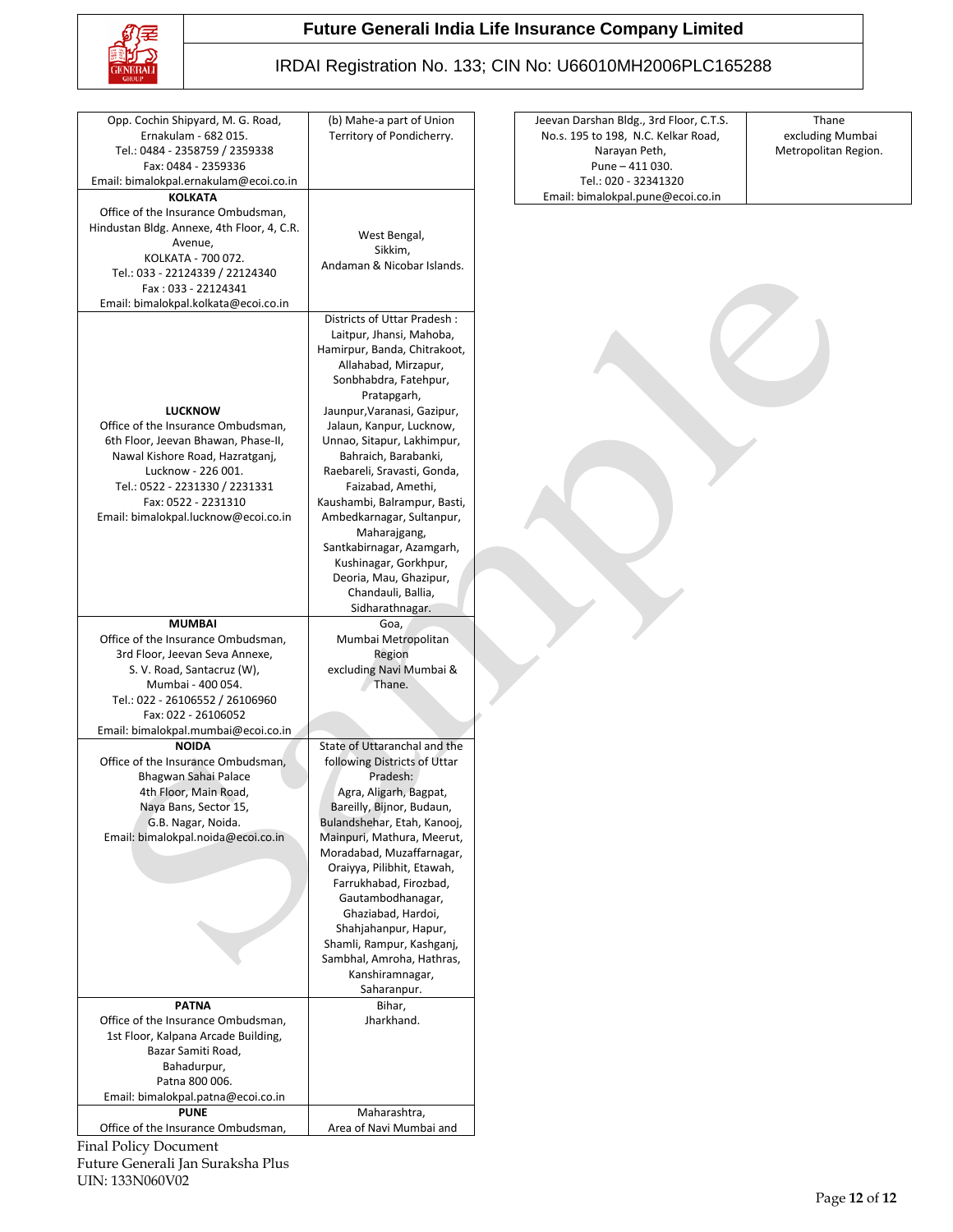| | |
|---|---|
| Opp. Cochin Shipyard, M. G. Road,<br>Ernakulam - 682 015.<br>Tel.: 0484 - 2358759 / 2359338<br>Fax: 0484 - 2359336<br>Email: bimalokpal.ernakulam@ecoi.co.in | (b) Mahe-a part of Union Territory of Pondicherry. |
| **KOLKATA**<br>Office of the Insurance Ombudsman,<br>Hindustan Bldg. Annexe, 4th Floor, 4, C.R. Avenue,<br>KOLKATA - 700 072.<br>Tel.: 033 - 22124339 / 22124340<br>Fax : 033 - 22124341<br>Email: bimalokpal.kolkata@ecoi.co.in | West Bengal,<br>Sikkim,<br>Andaman & Nicobar Islands. |
| **LUCKNOW**<br>Office of the Insurance Ombudsman,<br>6th Floor, Jeevan Bhawan, Phase-II,<br>Nawal Kishore Road, Hazratganj,<br>Lucknow - 226 001.<br>Tel.: 0522 - 2231330 / 2231331<br>Fax: 0522 - 2231310<br>Email: bimalokpal.lucknow@ecoi.co.in | Districts of Uttar Pradesh : Laitpur, Jhansi, Mahoba, Hamirpur, Banda, Chitrakoot, Allahabad, Mirzapur, Sonbhabdra, Fatehpur, Pratapgarh, Jaunpur,Varanasi, Gazipur, Jalaun, Kanpur, Lucknow, Unnao, Sitapur, Lakhimpur, Bahraich, Barabanki, Raebareli, Sravasti, Gonda, Faizabad, Amethi, Kaushambi, Balrampur, Basti, Ambedkarnagar, Sultanpur, Maharajgang, Santkabirnagar, Azamgarh, Kushinagar, Gorkhpur, Deoria, Mau, Ghazipur, Chandauli, Ballia, Sidharathnagar. |
| **MUMBAI**<br>Office of the Insurance Ombudsman,<br>3rd Floor, Jeevan Seva Annexe,<br>S. V. Road, Santacruz (W),<br>Mumbai - 400 054.<br>Tel.: 022 - 26106552 / 26106960<br>Fax: 022 - 26106052<br>Email: bimalokpal.mumbai@ecoi.co.in | Goa,<br>Mumbai Metropolitan Region<br>excluding Navi Mumbai & Thane. |
| **NOIDA**<br>Office of the Insurance Ombudsman,<br>Bhagwan Sahai Palace<br>4th Floor, Main Road,<br>Naya Bans, Sector 15,<br>G.B. Nagar, Noida.<br>Email: bimalokpal.noida@ecoi.co.in | State of Uttaranchal and the following Districts of Uttar Pradesh:<br>Agra, Aligarh, Bagpat, Bareilly, Bijnor, Budaun, Bulandshehar, Etah, Kanooj, Mainpuri, Mathura, Meerut, Moradabad, Muzaffarnagar, Oraiyya, Pilibhit, Etawah, Farrukhabad, Firozbad, Gautambodhanagar, Ghaziabad, Hardoi, Shahjahanpur, Hapur, Shamli, Rampur, Kashganj, Sambhal, Amroha, Hathras, Kanshiramnagar, Saharanpur. |
| **PATNA**<br>Office of the Insurance Ombudsman,<br>1st Floor, Kalpana Arcade Building,<br>Bazar Samiti Road,<br>Bahadurpur,<br>Patna 800 006.<br>Email: bimalokpal.patna@ecoi.co.in | Bihar,<br>Jharkhand. |
| **PUNE**<br>Office of the Insurance Ombudsman,<br>Jeevan Darshan Bldg., 3rd Floor, C.T.S. No.s. 195 to 198, N.C. Kelkar Road, Narayan Peth,<br>Pune – 411 030.<br>Tel.: 020 - 32341320<br>Email: bimalokpal.pune@ecoi.co.in | Maharashtra,<br>Area of Navi Mumbai and Thane<br>excluding Mumbai Metropolitan Region. |

Final Policy Document
Future Generali Jan Suraksha Plus
UIN: 133N060V02